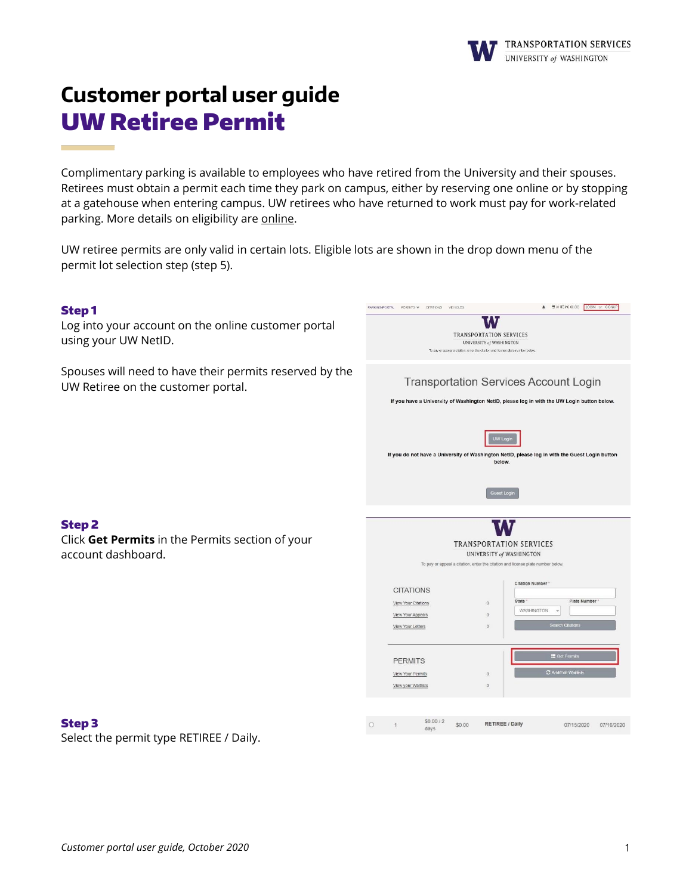# Customer portal user guide

## UW Retiree Permit

Complimentary parking is available to employees who have retired from the University and their spouses. Retirees must obtain a permit each time they park on campus, either by reserving one online or by stopping at a gatehouse when entering campus. UW retirees who have returned to work must pay for work-related parking. More details on eligibility are online.

UW retiree permits are only valid in certain lots. Eligible lots are shown in the drop down menu of the permit lot selection step (step 5).

### Step 1

Log into your account on the online customer portal using your UW NetID.

Spouses will need to have their permits reserved by the UW Retiree on the customer portal.

### Step 2

Click **Get Permits** in the Permits section of your account dashboard.

### Step 3

Select the permit type RETIREE / Daily.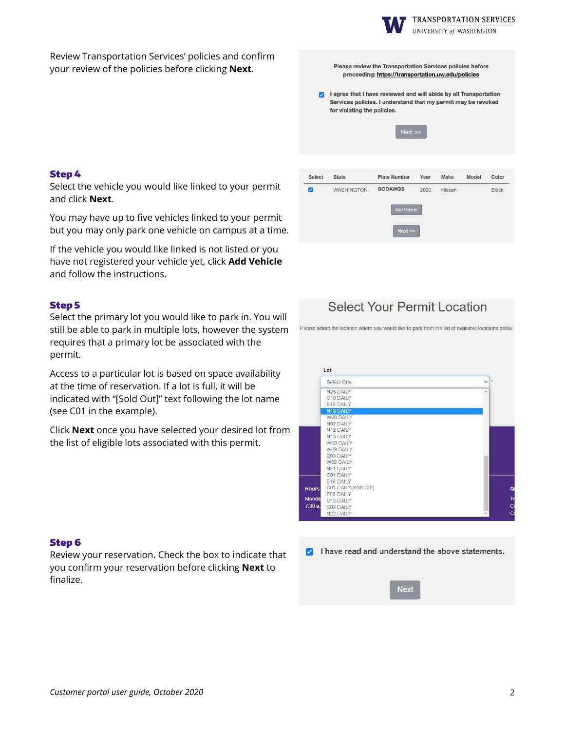Review Transportation Services' policies and confirm your review of the policies before clicking **Next**.

Please review the Transportation Services policies before proceeding: https://transportation.uw.edu/policies

☑ I agree that I have reviewed and will abide by all Transportation Services policies. I understand that my permit may be revoked for violating the policies.

Next >>

### Step 4

Select the vehicle you would like linked to your permit and click **Next**.

You may have up to five vehicles linked to your permit but you may only park one vehicle on campus at a time.

If the vehicle you would like linked is not listed or you have not registered your vehicle yet, click **Add Vehicle** and follow the instructions.

| Select | State | Plate Number | Year | Make | Model | Color |
|---|---|---|---|---|---|---|
| ☑ | WASHINGTON | GODAWGS | 2020 | Nissan | | Black |

Add Vehicle

Next >>

### Step 5

Select the primary lot you would like to park in. You will still be able to park in multiple lots, however the system requires that a primary lot be associated with the permit.

Access to a particular lot is based on space availability at the time of reservation. If a lot is full, it will be indicated with "[Sold Out]" text following the lot name (see C01 in the example).

Click **Next** once you have selected your desired lot from the list of eligible lots associated with this permit.

Select Your Permit Location

Please select the location where you would like to park from the list of available locations below.

Lot

Select One

N26 DAILY
C10 DAILY
E19 DAILY
N18 DAILY
W28 DAILY
N02 DAILY
N12 DAILY
N13 DAILY
W10 DAILY
W29 DAILY
C03 DAILY
W52 DAILY
N21 DAILY
C04 DAILY
E16 DAILY
C01 DAILY[Sold Out]
E03 DAILY
C12 DAILY
C02 DAILY
N22 DAILY

### Step 6

Review your reservation. Check the box to indicate that you confirm your reservation before clicking **Next** to finalize.

☑ I have read and understand the above statements.

Next

*Customer portal user guide, October 2020*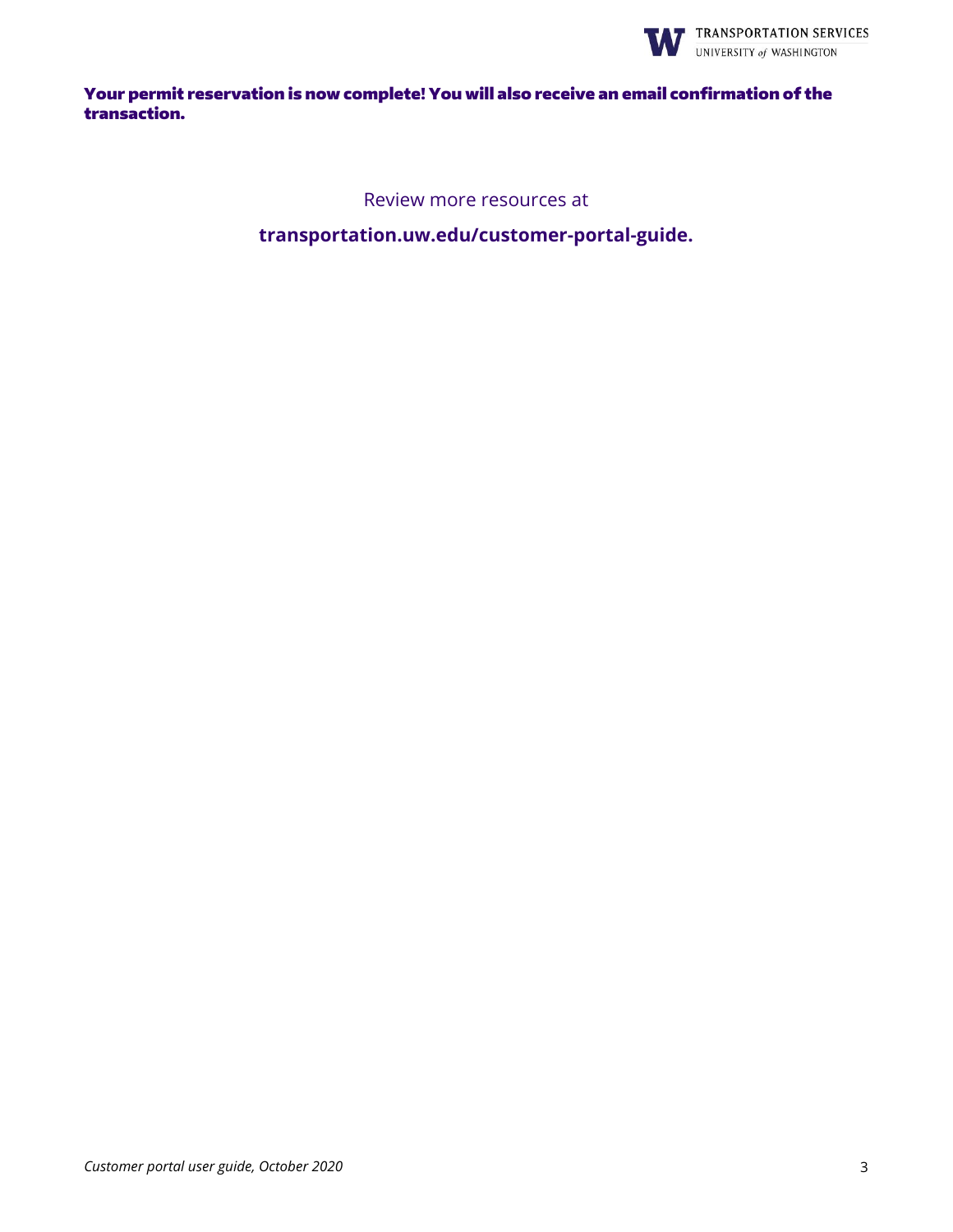**Your permit reservation is now complete! You will also receive an email confirmation of the transaction.**

Review more resources at

**transportation.uw.edu/customer-portal-guide.**